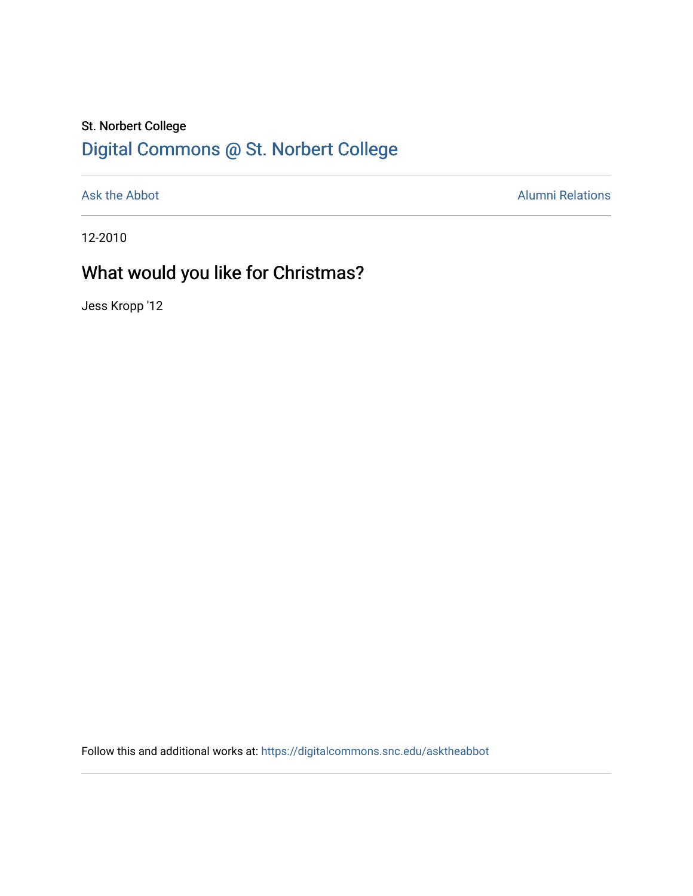St. Norbert College

# Digital Commons @ St. Norbert College

Ask the Abbot | Alumni Relations

12-2010

## What would you like for Christmas?

Jess Kropp '12

Follow this and additional works at: https://digitalcommons.snc.edu/asktheabbot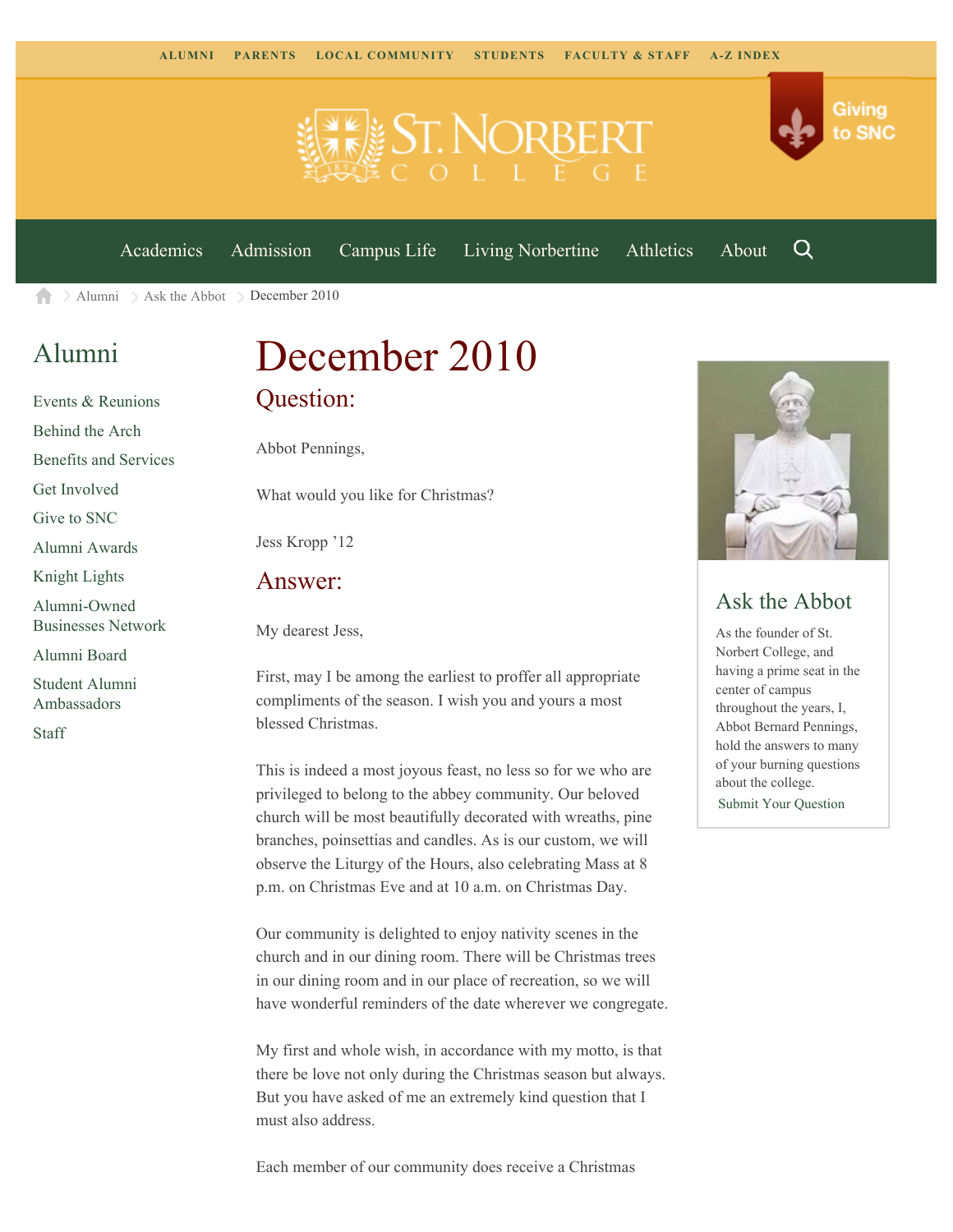ALUMNI PARENTS LOCAL COMMUNITY STUDENTS FACULTY & STAFF A-Z INDEX

Giving to SNC

Academics Admission Campus Life Living Norbertine Athletics About

Alumni > Ask the Abbot > December 2010

## Alumni

- Events & Reunions
- Behind the Arch
- Benefits and Services
- Get Involved
- Give to SNC
- Alumni Awards
- Knight Lights
- Alumni-Owned Businesses Network
- Alumni Board
- Student Alumni Ambassadors
- Staff

# December 2010

## Question:

Abbot Pennings,

What would you like for Christmas?

Jess Kropp '12

## Answer:

My dearest Jess,

First, may I be among the earliest to proffer all appropriate compliments of the season. I wish you and yours a most blessed Christmas.

This is indeed a most joyous feast, no less so for we who are privileged to belong to the abbey community. Our beloved church will be most beautifully decorated with wreaths, pine branches, poinsettias and candles. As is our custom, we will observe the Liturgy of the Hours, also celebrating Mass at 8 p.m. on Christmas Eve and at 10 a.m. on Christmas Day.

Our community is delighted to enjoy nativity scenes in the church and in our dining room. There will be Christmas trees in our dining room and in our place of recreation, so we will have wonderful reminders of the date wherever we congregate.

My first and whole wish, in accordance with my motto, is that there be love not only during the Christmas season but always. But you have asked of me an extremely kind question that I must also address.

Each member of our community does receive a Christmas

## Ask the Abbot

As the founder of St. Norbert College, and having a prime seat in the center of campus throughout the years, I, Abbot Bernard Pennings, hold the answers to many of your burning questions about the college.

Submit Your Question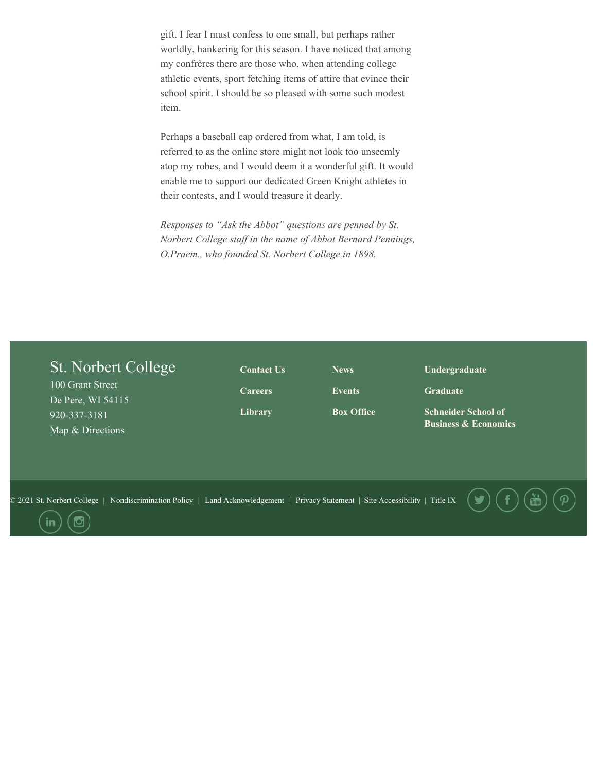gift. I fear I must confess to one small, but perhaps rather worldly, hankering for this season. I have noticed that among my confrères there are those who, when attending college athletic events, sport fetching items of attire that evince their school spirit. I should be so pleased with some such modest item.

Perhaps a baseball cap ordered from what, I am told, is referred to as the online store might not look too unseemly atop my robes, and I would deem it a wonderful gift. It would enable me to support our dedicated Green Knight athletes in their contests, and I would treasure it dearly.

*Responses to "Ask the Abbot" questions are penned by St. Norbert College staff in the name of Abbot Bernard Pennings, O.Praem., who founded St. Norbert College in 1898.*

St. Norbert College
100 Grant Street
De Pere, WI 54115
920-337-3181
Map & Directions

**Contact Us**
**Careers**
**Library**

**News**
**Events**
**Box Office**

**Undergraduate**
**Graduate**
**Schneider School of Business & Economics**

© 2021 St. Norbert College | Nondiscrimination Policy | Land Acknowledgement | Privacy Statement | Site Accessibility | Title IX